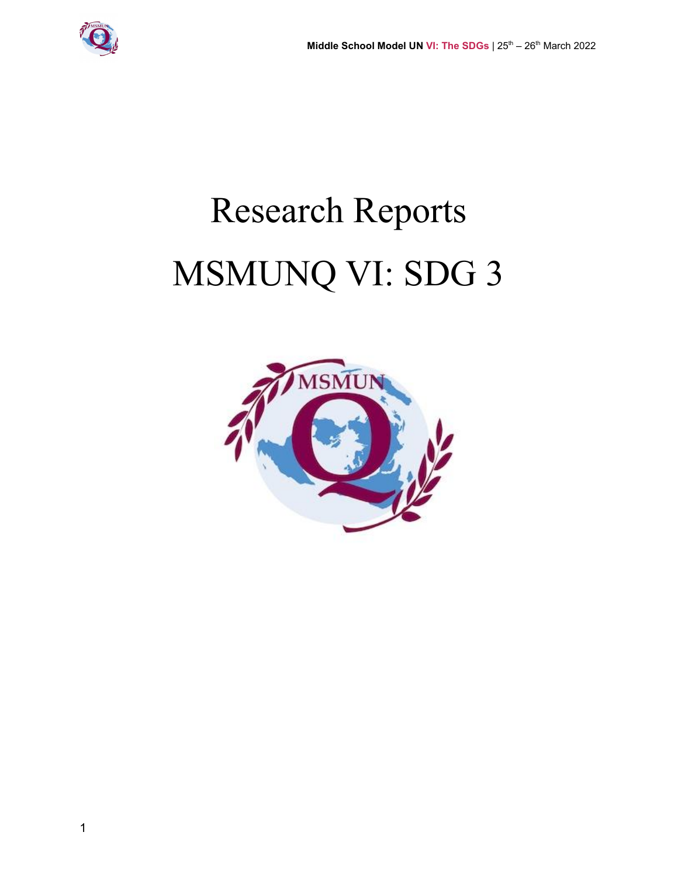# Research Reports

# MSMUNQ VI: SDG 3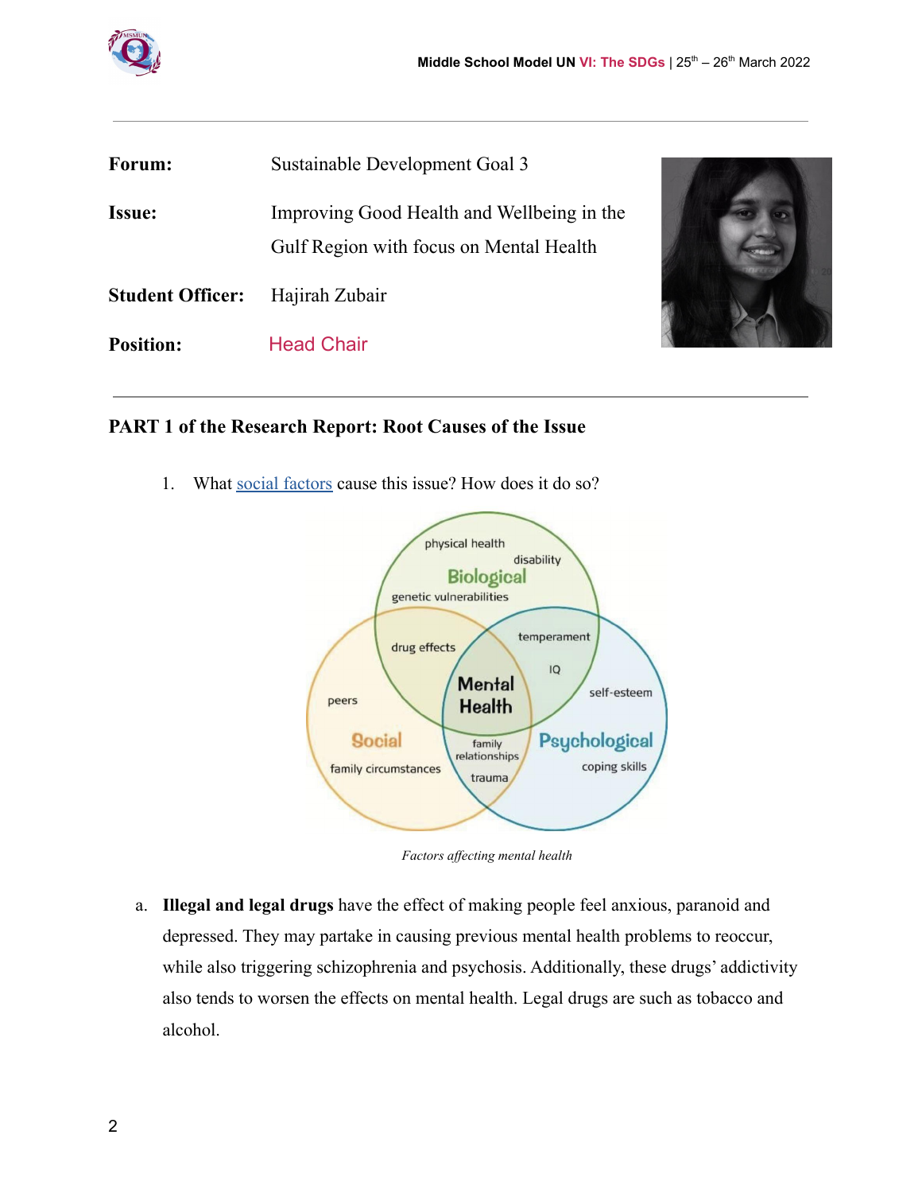| | |
|---|---|
| **Forum:** | Sustainable Development Goal 3 |
| **Issue:** | Improving Good Health and Wellbeing in the Gulf Region with focus on Mental Health |
| **Student Officer:** | Hajirah Zubair |
| **Position:** | Head Chair |

## PART 1 of the Research Report: Root Causes of the Issue

1. What social factors cause this issue? How does it do so?

*Factors affecting mental health*

a. **Illegal and legal drugs** have the effect of making people feel anxious, paranoid and depressed. They may partake in causing previous mental health problems to reoccur, while also triggering schizophrenia and psychosis. Additionally, these drugs' addictivity also tends to worsen the effects on mental health. Legal drugs are such as tobacco and alcohol.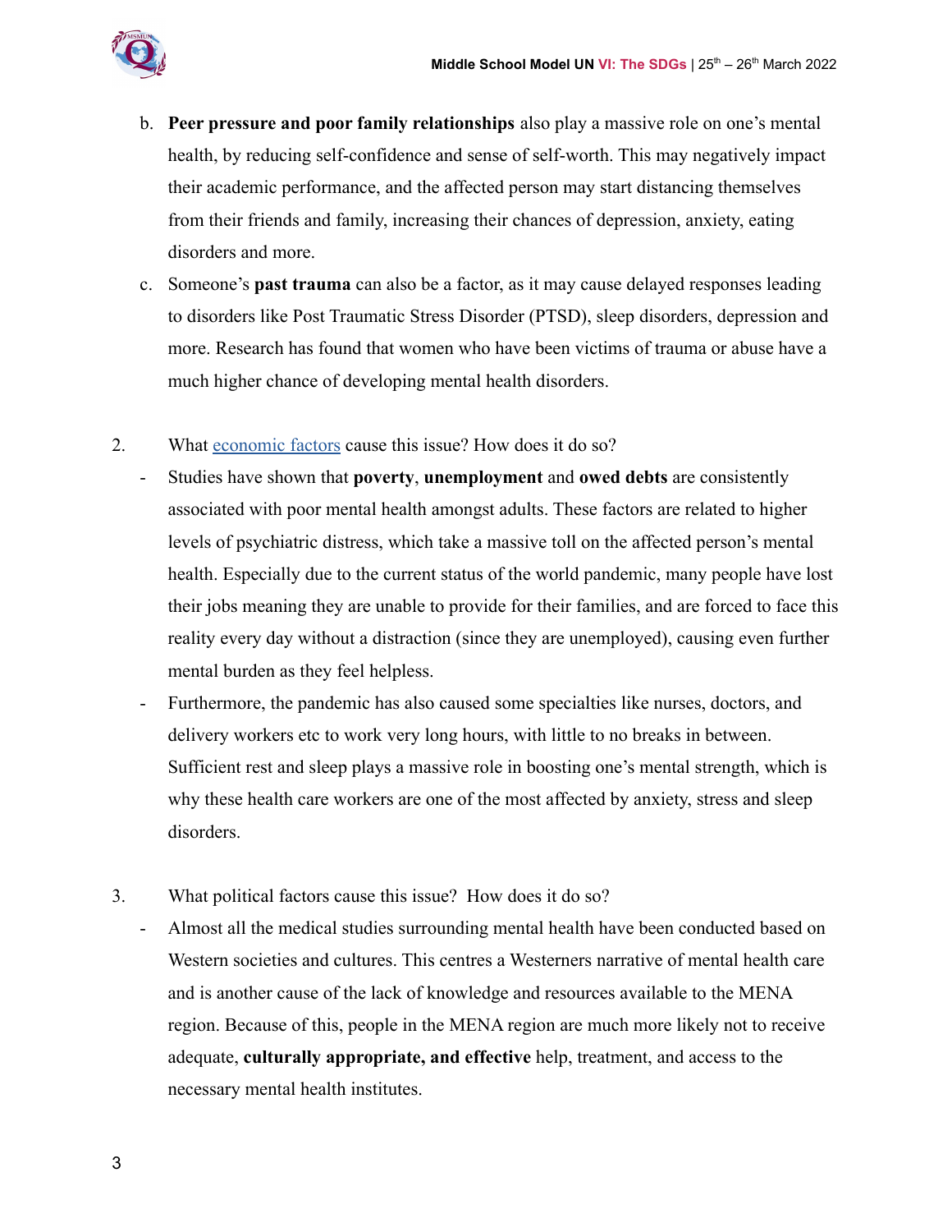b. **Peer pressure and poor family relationships** also play a massive role on one's mental health, by reducing self-confidence and sense of self-worth. This may negatively impact their academic performance, and the affected person may start distancing themselves from their friends and family, increasing their chances of depression, anxiety, eating disorders and more.

c. Someone's **past trauma** can also be a factor, as it may cause delayed responses leading to disorders like Post Traumatic Stress Disorder (PTSD), sleep disorders, depression and more. Research has found that women who have been victims of trauma or abuse have a much higher chance of developing mental health disorders.

2. What economic factors cause this issue? How does it do so?
   - Studies have shown that **poverty**, **unemployment** and **owed debts** are consistently associated with poor mental health amongst adults. These factors are related to higher levels of psychiatric distress, which take a massive toll on the affected person's mental health. Especially due to the current status of the world pandemic, many people have lost their jobs meaning they are unable to provide for their families, and are forced to face this reality every day without a distraction (since they are unemployed), causing even further mental burden as they feel helpless.
   - Furthermore, the pandemic has also caused some specialties like nurses, doctors, and delivery workers etc to work very long hours, with little to no breaks in between. Sufficient rest and sleep plays a massive role in boosting one's mental strength, which is why these health care workers are one of the most affected by anxiety, stress and sleep disorders.

3. What political factors cause this issue? How does it do so?
   - Almost all the medical studies surrounding mental health have been conducted based on Western societies and cultures. This centres a Westerners narrative of mental health care and is another cause of the lack of knowledge and resources available to the MENA region. Because of this, people in the MENA region are much more likely not to receive adequate, **culturally appropriate, and effective** help, treatment, and access to the necessary mental health institutes.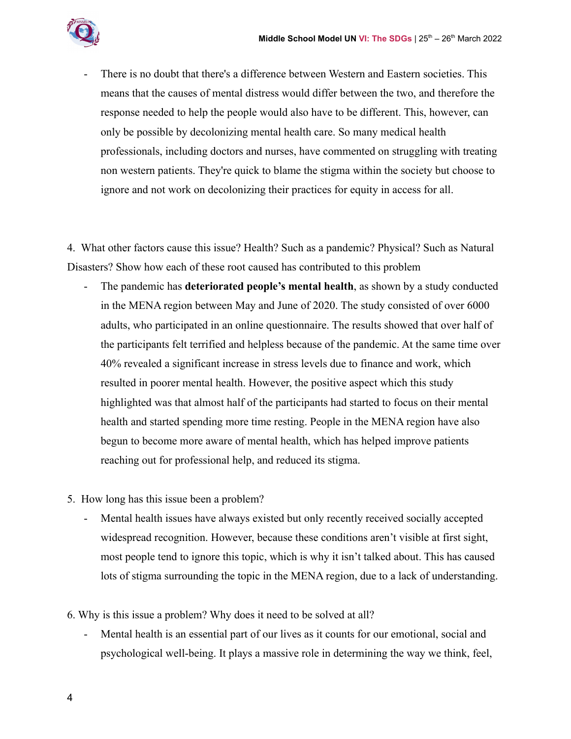- There is no doubt that there's a difference between Western and Eastern societies. This means that the causes of mental distress would differ between the two, and therefore the response needed to help the people would also have to be different. This, however, can only be possible by decolonizing mental health care. So many medical health professionals, including doctors and nurses, have commented on struggling with treating non western patients. They're quick to blame the stigma within the society but choose to ignore and not work on decolonizing their practices for equity in access for all.

4. What other factors cause this issue? Health? Such as a pandemic? Physical? Such as Natural Disasters? Show how each of these root caused has contributed to this problem
   - The pandemic has **deteriorated people's mental health**, as shown by a study conducted in the MENA region between May and June of 2020. The study consisted of over 6000 adults, who participated in an online questionnaire. The results showed that over half of the participants felt terrified and helpless because of the pandemic. At the same time over 40% revealed a significant increase in stress levels due to finance and work, which resulted in poorer mental health. However, the positive aspect which this study highlighted was that almost half of the participants had started to focus on their mental health and started spending more time resting. People in the MENA region have also begun to become more aware of mental health, which has helped improve patients reaching out for professional help, and reduced its stigma.

5. How long has this issue been a problem?
   - Mental health issues have always existed but only recently received socially accepted widespread recognition. However, because these conditions aren't visible at first sight, most people tend to ignore this topic, which is why it isn't talked about. This has caused lots of stigma surrounding the topic in the MENA region, due to a lack of understanding.

6. Why is this issue a problem? Why does it need to be solved at all?
   - Mental health is an essential part of our lives as it counts for our emotional, social and psychological well-being. It plays a massive role in determining the way we think, feel,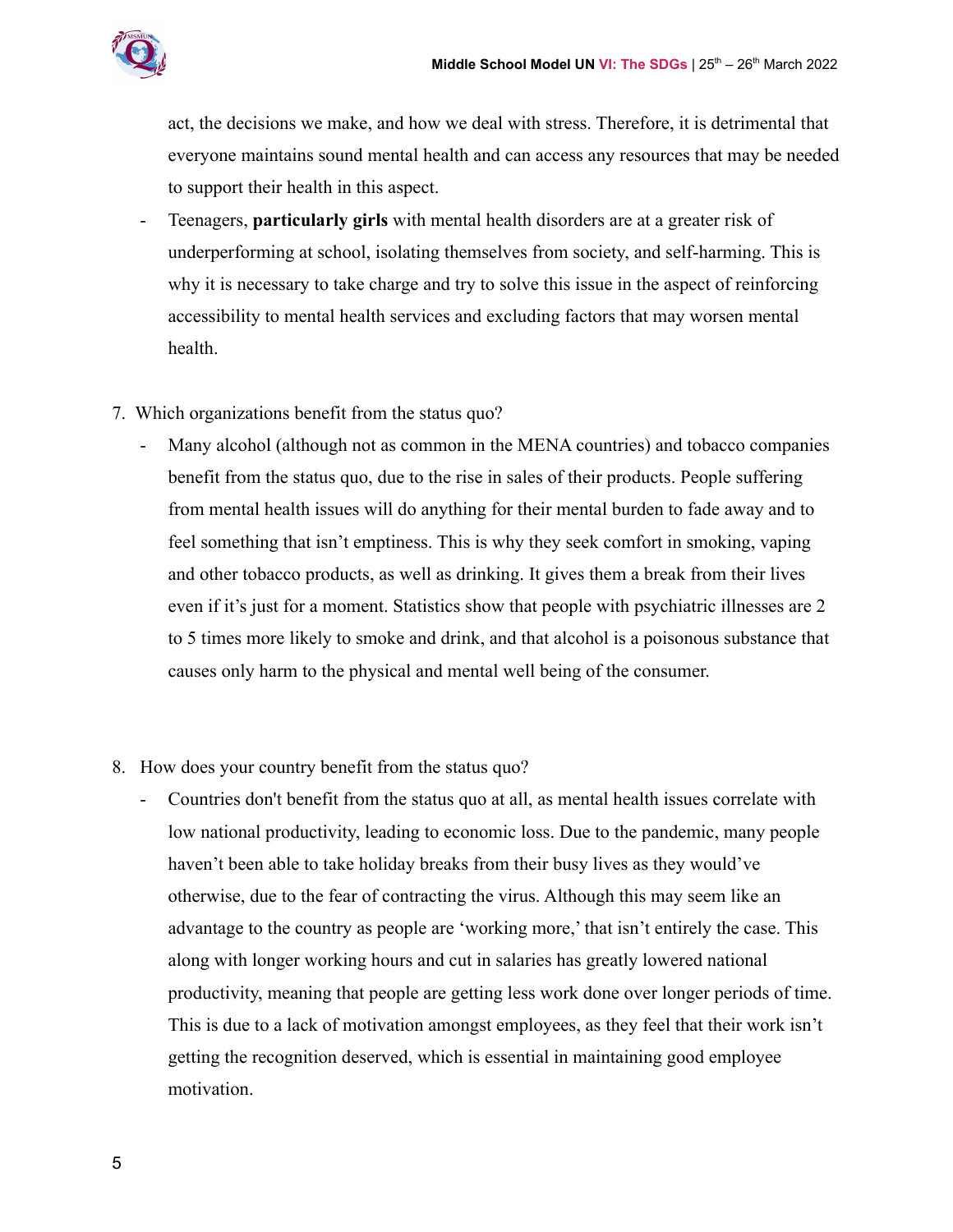act, the decisions we make, and how we deal with stress. Therefore, it is detrimental that everyone maintains sound mental health and can access any resources that may be needed to support their health in this aspect.

- Teenagers, **particularly girls** with mental health disorders are at a greater risk of underperforming at school, isolating themselves from society, and self-harming. This is why it is necessary to take charge and try to solve this issue in the aspect of reinforcing accessibility to mental health services and excluding factors that may worsen mental health.

7. Which organizations benefit from the status quo?
   - Many alcohol (although not as common in the MENA countries) and tobacco companies benefit from the status quo, due to the rise in sales of their products. People suffering from mental health issues will do anything for their mental burden to fade away and to feel something that isn't emptiness. This is why they seek comfort in smoking, vaping and other tobacco products, as well as drinking. It gives them a break from their lives even if it's just for a moment. Statistics show that people with psychiatric illnesses are 2 to 5 times more likely to smoke and drink, and that alcohol is a poisonous substance that causes only harm to the physical and mental well being of the consumer.

8. How does your country benefit from the status quo?
   - Countries don't benefit from the status quo at all, as mental health issues correlate with low national productivity, leading to economic loss. Due to the pandemic, many people haven't been able to take holiday breaks from their busy lives as they would've otherwise, due to the fear of contracting the virus. Although this may seem like an advantage to the country as people are 'working more,' that isn't entirely the case. This along with longer working hours and cut in salaries has greatly lowered national productivity, meaning that people are getting less work done over longer periods of time. This is due to a lack of motivation amongst employees, as they feel that their work isn't getting the recognition deserved, which is essential in maintaining good employee motivation.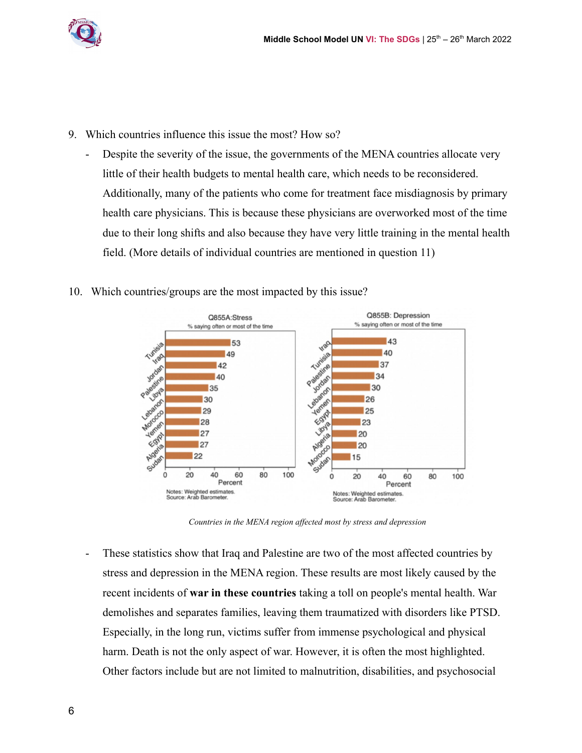9. Which countries influence this issue the most? How so?
   - Despite the severity of the issue, the governments of the MENA countries allocate very little of their health budgets to mental health care, which needs to be reconsidered. Additionally, many of the patients who come for treatment face misdiagnosis by primary health care physicians. This is because these physicians are overworked most of the time due to their long shifts and also because they have very little training in the mental health field. (More details of individual countries are mentioned in question 11)

10. Which countries/groups are the most impacted by this issue?

*Countries in the MENA region affected most by stress and depression*

   - These statistics show that Iraq and Palestine are two of the most affected countries by stress and depression in the MENA region. These results are most likely caused by the recent incidents of **war in these countries** taking a toll on people's mental health. War demolishes and separates families, leaving them traumatized with disorders like PTSD. Especially, in the long run, victims suffer from immense psychological and physical harm. Death is not the only aspect of war. However, it is often the most highlighted. Other factors include but are not limited to malnutrition, disabilities, and psychosocial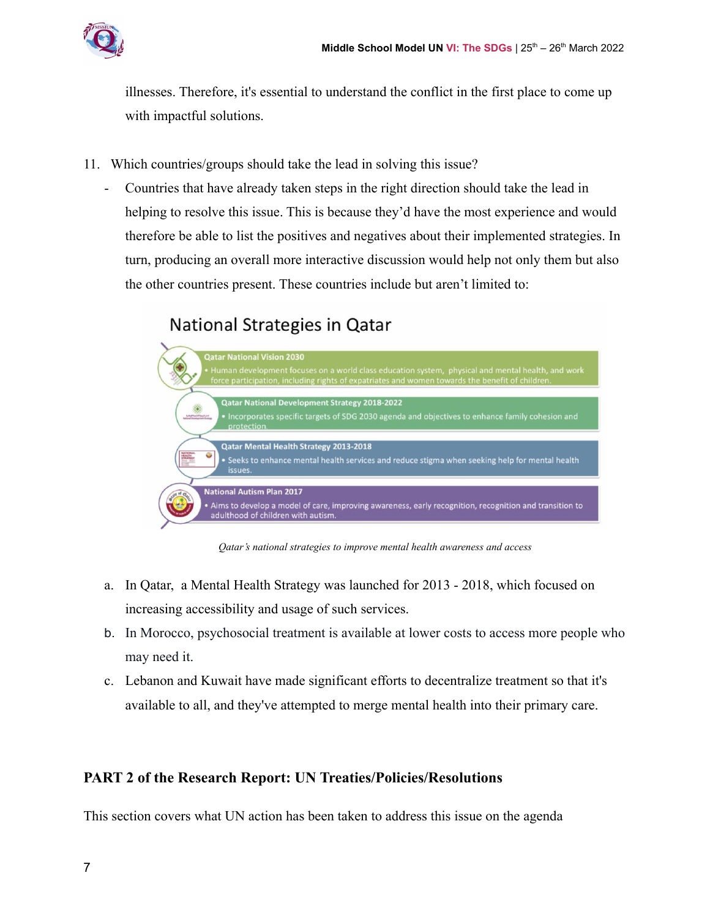illnesses. Therefore, it's essential to understand the conflict in the first place to come up with impactful solutions.

11. Which countries/groups should take the lead in solving this issue?

- Countries that have already taken steps in the right direction should take the lead in helping to resolve this issue. This is because they'd have the most experience and would therefore be able to list the positives and negatives about their implemented strategies. In turn, producing an overall more interactive discussion would help not only them but also the other countries present. These countries include but aren't limited to:

**National Strategies in Qatar**

- **Qatar National Vision 2030**
  - Human development focuses on a world class education system, physical and mental health, and work force participation, including rights of expatriates and women towards the benefit of children.
- **Qatar National Development Strategy 2018-2022**
  - Incorporates specific targets of SDG 2030 agenda and objectives to enhance family cohesion and protection.
- **Qatar Mental Health Strategy 2013-2018**
  - Seeks to enhance mental health services and reduce stigma when seeking help for mental health issues.
- **National Autism Plan 2017**
  - Aims to develop a model of care, improving awareness, early recognition, recognition and transition to adulthood of children with autism.

*Qatar's national strategies to improve mental health awareness and access*

a. In Qatar, a Mental Health Strategy was launched for 2013 - 2018, which focused on increasing accessibility and usage of such services.

b. In Morocco, psychosocial treatment is available at lower costs to access more people who may need it.

c. Lebanon and Kuwait have made significant efforts to decentralize treatment so that it's available to all, and they've attempted to merge mental health into their primary care.

## PART 2 of the Research Report: UN Treaties/Policies/Resolutions

This section covers what UN action has been taken to address this issue on the agenda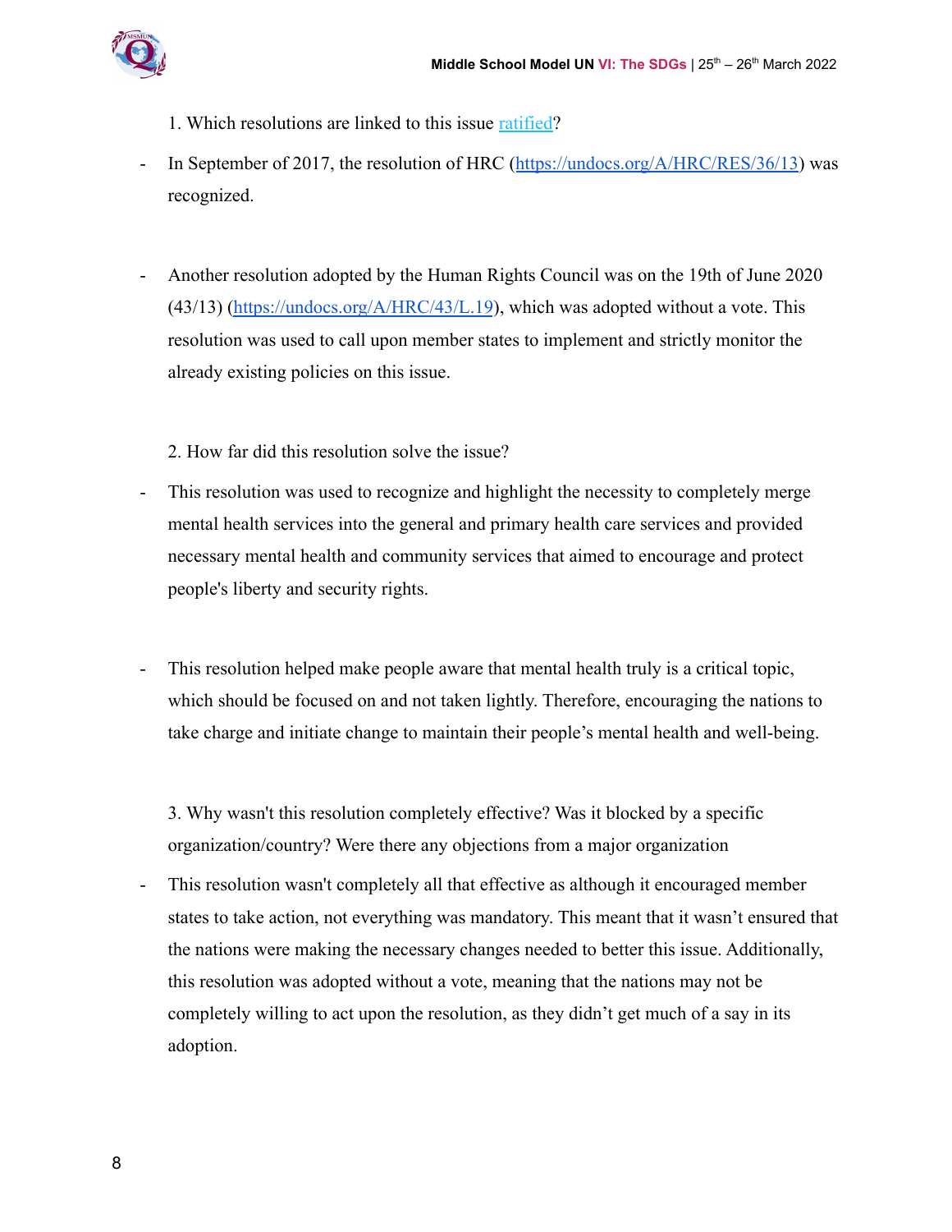1. Which resolutions are linked to this issue [ratified]?

- In September of 2017, the resolution of HRC (https://undocs.org/A/HRC/RES/36/13) was recognized.

- Another resolution adopted by the Human Rights Council was on the 19th of June 2020 (43/13) (https://undocs.org/A/HRC/43/L.19), which was adopted without a vote. This resolution was used to call upon member states to implement and strictly monitor the already existing policies on this issue.

2. How far did this resolution solve the issue?

- This resolution was used to recognize and highlight the necessity to completely merge mental health services into the general and primary health care services and provided necessary mental health and community services that aimed to encourage and protect people's liberty and security rights.

- This resolution helped make people aware that mental health truly is a critical topic, which should be focused on and not taken lightly. Therefore, encouraging the nations to take charge and initiate change to maintain their people's mental health and well-being.

3. Why wasn't this resolution completely effective? Was it blocked by a specific organization/country? Were there any objections from a major organization

- This resolution wasn't completely all that effective as although it encouraged member states to take action, not everything was mandatory. This meant that it wasn't ensured that the nations were making the necessary changes needed to better this issue. Additionally, this resolution was adopted without a vote, meaning that the nations may not be completely willing to act upon the resolution, as they didn't get much of a say in its adoption.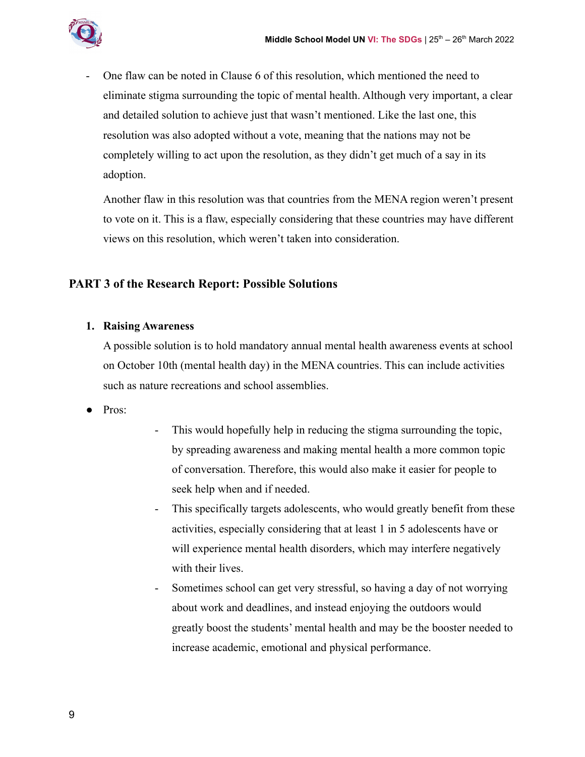- One flaw can be noted in Clause 6 of this resolution, which mentioned the need to eliminate stigma surrounding the topic of mental health. Although very important, a clear and detailed solution to achieve just that wasn't mentioned. Like the last one, this resolution was also adopted without a vote, meaning that the nations may not be completely willing to act upon the resolution, as they didn't get much of a say in its adoption.

  Another flaw in this resolution was that countries from the MENA region weren't present to vote on it. This is a flaw, especially considering that these countries may have different views on this resolution, which weren't taken into consideration.

## PART 3 of the Research Report: Possible Solutions

1. **Raising Awareness**

   A possible solution is to hold mandatory annual mental health awareness events at school on October 10th (mental health day) in the MENA countries. This can include activities such as nature recreations and school assemblies.

- Pros:
  - This would hopefully help in reducing the stigma surrounding the topic, by spreading awareness and making mental health a more common topic of conversation. Therefore, this would also make it easier for people to seek help when and if needed.
  - This specifically targets adolescents, who would greatly benefit from these activities, especially considering that at least 1 in 5 adolescents have or will experience mental health disorders, which may interfere negatively with their lives.
  - Sometimes school can get very stressful, so having a day of not worrying about work and deadlines, and instead enjoying the outdoors would greatly boost the students' mental health and may be the booster needed to increase academic, emotional and physical performance.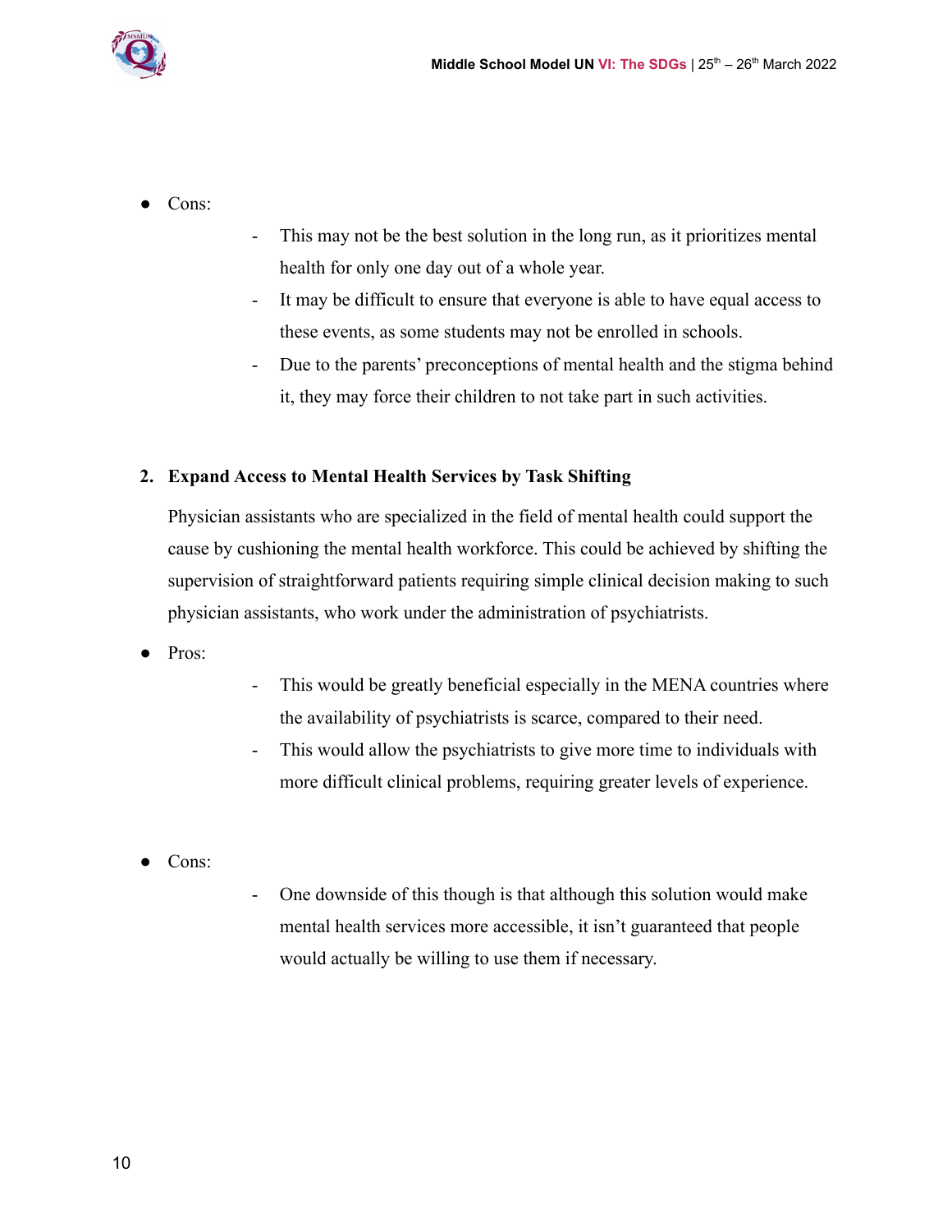- Cons:
    - This may not be the best solution in the long run, as it prioritizes mental health for only one day out of a whole year.
    - It may be difficult to ensure that everyone is able to have equal access to these events, as some students may not be enrolled in schools.
    - Due to the parents' preconceptions of mental health and the stigma behind it, they may force their children to not take part in such activities.

**2. Expand Access to Mental Health Services by Task Shifting**

Physician assistants who are specialized in the field of mental health could support the cause by cushioning the mental health workforce. This could be achieved by shifting the supervision of straightforward patients requiring simple clinical decision making to such physician assistants, who work under the administration of psychiatrists.

- Pros:
    - This would be greatly beneficial especially in the MENA countries where the availability of psychiatrists is scarce, compared to their need.
    - This would allow the psychiatrists to give more time to individuals with more difficult clinical problems, requiring greater levels of experience.

- Cons:
    - One downside of this though is that although this solution would make mental health services more accessible, it isn't guaranteed that people would actually be willing to use them if necessary.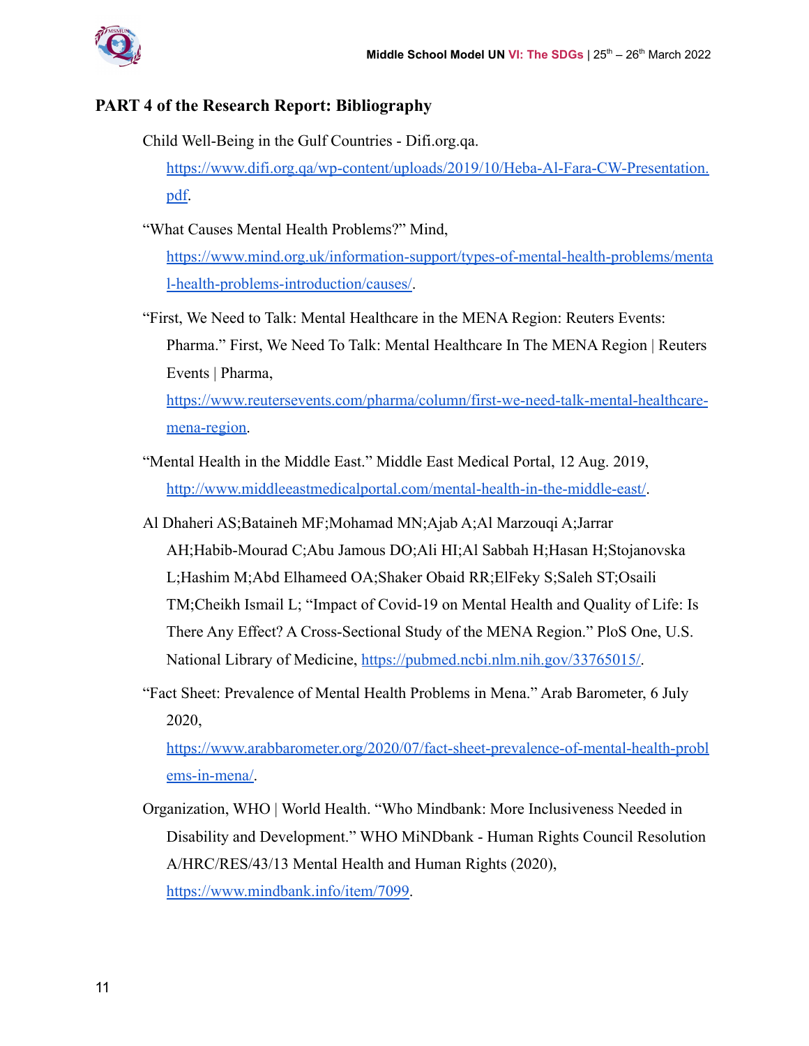## PART 4 of the Research Report: Bibliography

Child Well-Being in the Gulf Countries - Difi.org.qa. https://www.difi.org.qa/wp-content/uploads/2019/10/Heba-Al-Fara-CW-Presentation.pdf.

"What Causes Mental Health Problems?" Mind, https://www.mind.org.uk/information-support/types-of-mental-health-problems/mental-health-problems-introduction/causes/.

"First, We Need to Talk: Mental Healthcare in the MENA Region: Reuters Events: Pharma." First, We Need To Talk: Mental Healthcare In The MENA Region | Reuters Events | Pharma, https://www.reutersevents.com/pharma/column/first-we-need-talk-mental-healthcare-mena-region.

"Mental Health in the Middle East." Middle East Medical Portal, 12 Aug. 2019, http://www.middleeastmedicalportal.com/mental-health-in-the-middle-east/.

Al Dhaheri AS;Bataineh MF;Mohamad MN;Ajab A;Al Marzouqi A;Jarrar AH;Habib-Mourad C;Abu Jamous DO;Ali HI;Al Sabbah H;Hasan H;Stojanovska L;Hashim M;Abd Elhameed OA;Shaker Obaid RR;ElFeky S;Saleh ST;Osaili TM;Cheikh Ismail L; "Impact of Covid-19 on Mental Health and Quality of Life: Is There Any Effect? A Cross-Sectional Study of the MENA Region." PloS One, U.S. National Library of Medicine, https://pubmed.ncbi.nlm.nih.gov/33765015/.

"Fact Sheet: Prevalence of Mental Health Problems in Mena." Arab Barometer, 6 July 2020, https://www.arabbarometer.org/2020/07/fact-sheet-prevalence-of-mental-health-problems-in-mena/.

Organization, WHO | World Health. "Who Mindbank: More Inclusiveness Needed in Disability and Development." WHO MiNDbank - Human Rights Council Resolution A/HRC/RES/43/13 Mental Health and Human Rights (2020), https://www.mindbank.info/item/7099.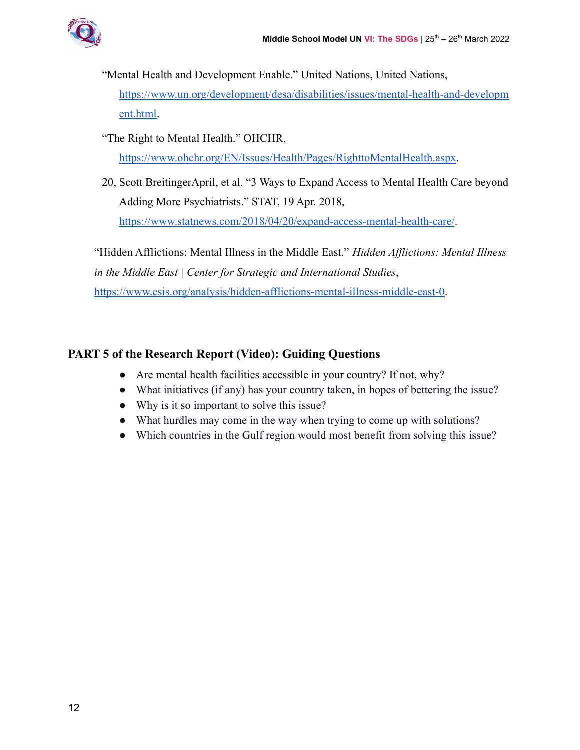"Mental Health and Development Enable." United Nations, United Nations, https://www.un.org/development/desa/disabilities/issues/mental-health-and-development.html.

"The Right to Mental Health." OHCHR, https://www.ohchr.org/EN/Issues/Health/Pages/RighttoMentalHealth.aspx.

20, Scott BreitingerApril, et al. "3 Ways to Expand Access to Mental Health Care beyond Adding More Psychiatrists." STAT, 19 Apr. 2018, https://www.statnews.com/2018/04/20/expand-access-mental-health-care/.

"Hidden Afflictions: Mental Illness in the Middle East." *Hidden Afflictions: Mental Illness in the Middle East | Center for Strategic and International Studies*, https://www.csis.org/analysis/hidden-afflictions-mental-illness-middle-east-0.

## PART 5 of the Research Report (Video): Guiding Questions

- Are mental health facilities accessible in your country? If not, why?
- What initiatives (if any) has your country taken, in hopes of bettering the issue?
- Why is it so important to solve this issue?
- What hurdles may come in the way when trying to come up with solutions?
- Which countries in the Gulf region would most benefit from solving this issue?